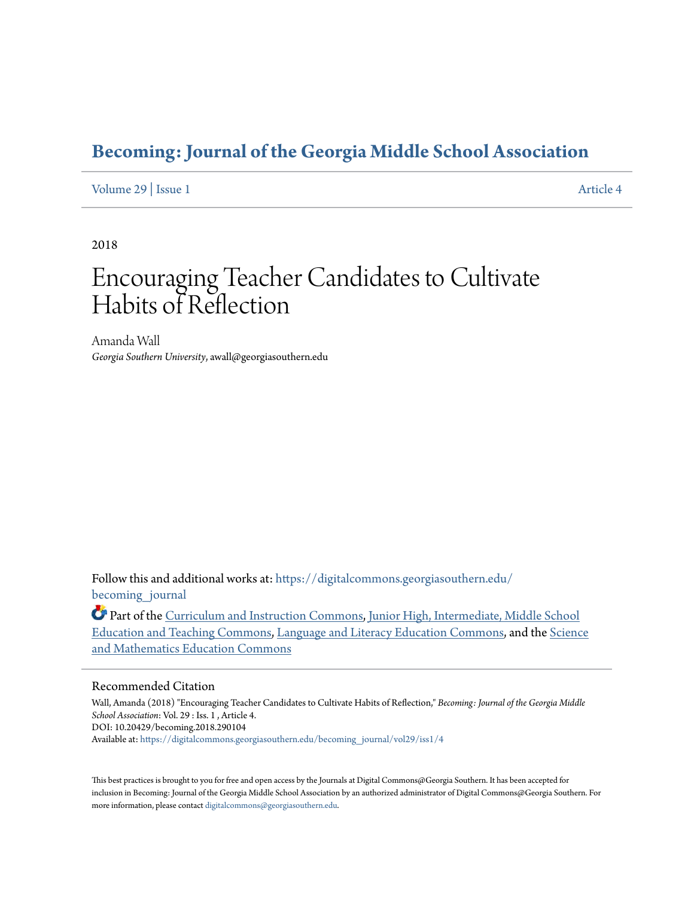# Becoming: Journal of the Georgia Middle School Association

Volume 29 | Issue 1 Article 4

2018

# Encouraging Teacher Candidates to Cultivate Habits of Reflection

Amanda Wall
*Georgia Southern University*, awall@georgiasouthern.edu

Follow this and additional works at: https://digitalcommons.georgiasouthern.edu/becoming_journal

Part of the Curriculum and Instruction Commons, Junior High, Intermediate, Middle School Education and Teaching Commons, Language and Literacy Education Commons, and the Science and Mathematics Education Commons

## Recommended Citation

Wall, Amanda (2018) "Encouraging Teacher Candidates to Cultivate Habits of Reflection," *Becoming: Journal of the Georgia Middle School Association*: Vol. 29 : Iss. 1 , Article 4.
DOI: 10.20429/becoming.2018.290104
Available at: https://digitalcommons.georgiasouthern.edu/becoming_journal/vol29/iss1/4

This best practices is brought to you for free and open access by the Journals at Digital Commons@Georgia Southern. It has been accepted for inclusion in Becoming: Journal of the Georgia Middle School Association by an authorized administrator of Digital Commons@Georgia Southern. For more information, please contact digitalcommons@georgiasouthern.edu.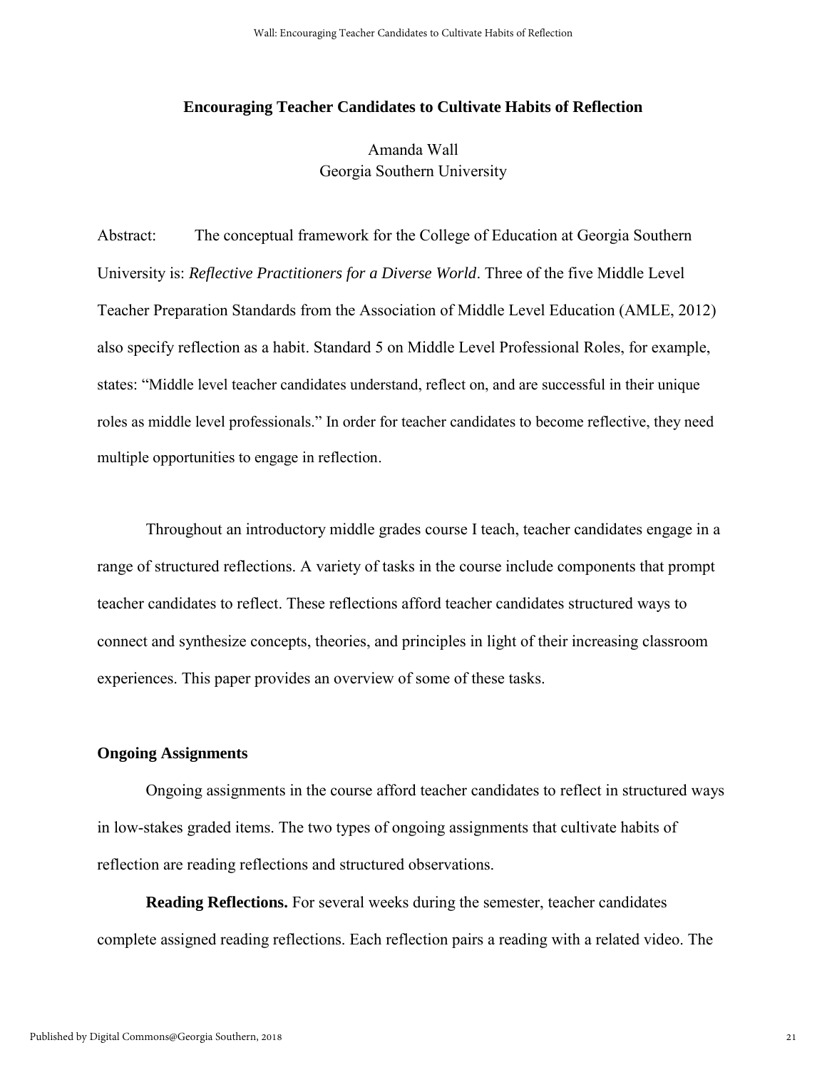# Encouraging Teacher Candidates to Cultivate Habits of Reflection

Amanda Wall
Georgia Southern University

Abstract: The conceptual framework for the College of Education at Georgia Southern University is: *Reflective Practitioners for a Diverse World*. Three of the five Middle Level Teacher Preparation Standards from the Association of Middle Level Education (AMLE, 2012) also specify reflection as a habit. Standard 5 on Middle Level Professional Roles, for example, states: "Middle level teacher candidates understand, reflect on, and are successful in their unique roles as middle level professionals." In order for teacher candidates to become reflective, they need multiple opportunities to engage in reflection.

Throughout an introductory middle grades course I teach, teacher candidates engage in a range of structured reflections. A variety of tasks in the course include components that prompt teacher candidates to reflect. These reflections afford teacher candidates structured ways to connect and synthesize concepts, theories, and principles in light of their increasing classroom experiences. This paper provides an overview of some of these tasks.

## Ongoing Assignments

Ongoing assignments in the course afford teacher candidates to reflect in structured ways in low-stakes graded items. The two types of ongoing assignments that cultivate habits of reflection are reading reflections and structured observations.

**Reading Reflections.** For several weeks during the semester, teacher candidates complete assigned reading reflections. Each reflection pairs a reading with a related video. The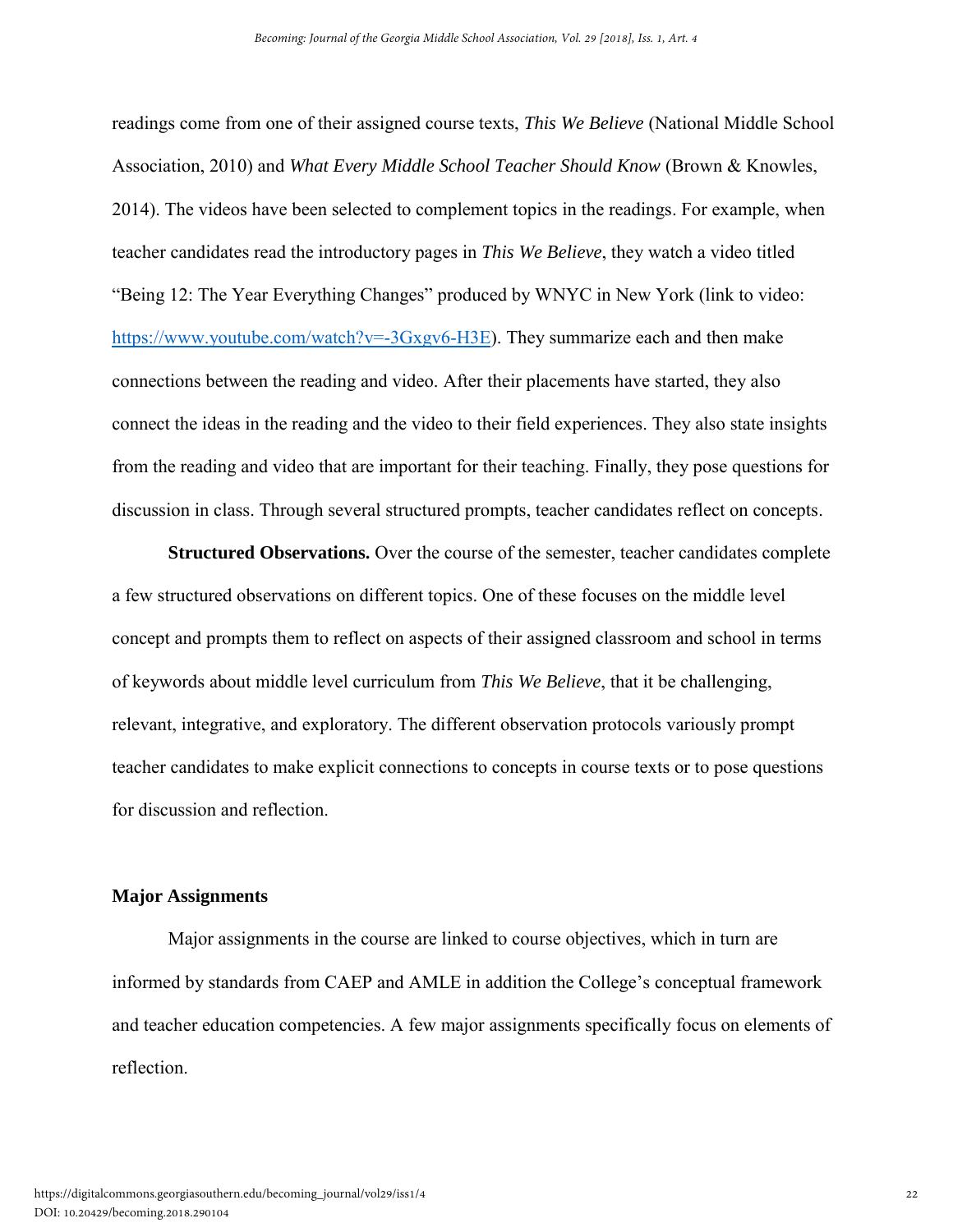readings come from one of their assigned course texts, *This We Believe* (National Middle School Association, 2010) and *What Every Middle School Teacher Should Know* (Brown & Knowles, 2014). The videos have been selected to complement topics in the readings. For example, when teacher candidates read the introductory pages in *This We Believe*, they watch a video titled "Being 12: The Year Everything Changes" produced by WNYC in New York (link to video: [https://www.youtube.com/watch?v=-3Gxgv6-H3E](https://www.youtube.com/watch?v=-3Gxgv6-H3E)). They summarize each and then make connections between the reading and video. After their placements have started, they also connect the ideas in the reading and the video to their field experiences. They also state insights from the reading and video that are important for their teaching. Finally, they pose questions for discussion in class. Through several structured prompts, teacher candidates reflect on concepts.

**Structured Observations.** Over the course of the semester, teacher candidates complete a few structured observations on different topics. One of these focuses on the middle level concept and prompts them to reflect on aspects of their assigned classroom and school in terms of keywords about middle level curriculum from *This We Believe*, that it be challenging, relevant, integrative, and exploratory. The different observation protocols variously prompt teacher candidates to make explicit connections to concepts in course texts or to pose questions for discussion and reflection.

### Major Assignments

Major assignments in the course are linked to course objectives, which in turn are informed by standards from CAEP and AMLE in addition the College's conceptual framework and teacher education competencies. A few major assignments specifically focus on elements of reflection.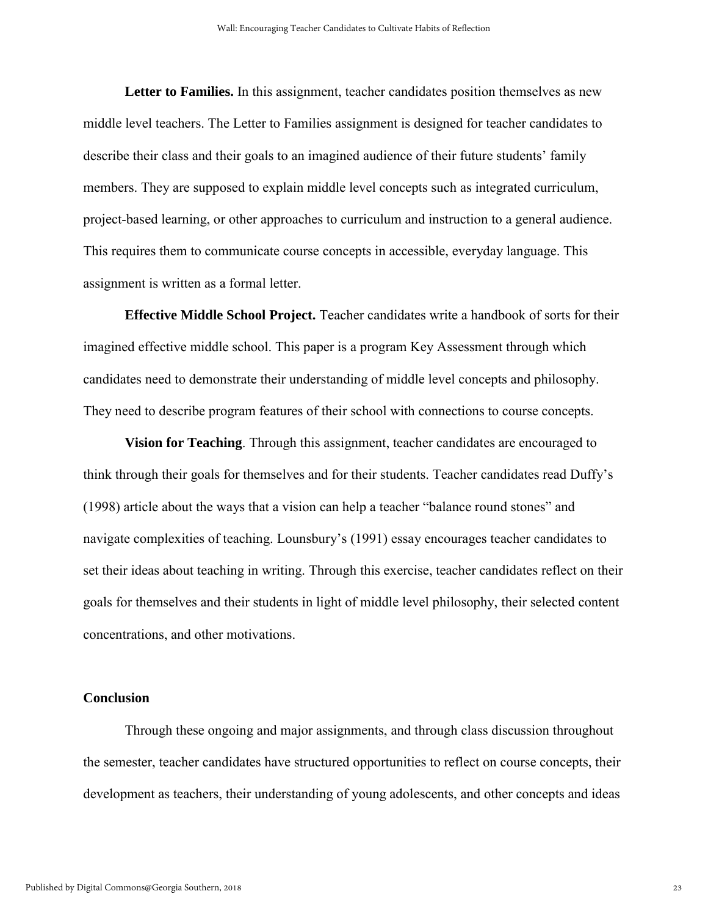**Letter to Families.** In this assignment, teacher candidates position themselves as new middle level teachers. The Letter to Families assignment is designed for teacher candidates to describe their class and their goals to an imagined audience of their future students' family members. They are supposed to explain middle level concepts such as integrated curriculum, project-based learning, or other approaches to curriculum and instruction to a general audience. This requires them to communicate course concepts in accessible, everyday language. This assignment is written as a formal letter.

**Effective Middle School Project.** Teacher candidates write a handbook of sorts for their imagined effective middle school. This paper is a program Key Assessment through which candidates need to demonstrate their understanding of middle level concepts and philosophy. They need to describe program features of their school with connections to course concepts.

**Vision for Teaching**. Through this assignment, teacher candidates are encouraged to think through their goals for themselves and for their students. Teacher candidates read Duffy's (1998) article about the ways that a vision can help a teacher "balance round stones" and navigate complexities of teaching. Lounsbury's (1991) essay encourages teacher candidates to set their ideas about teaching in writing. Through this exercise, teacher candidates reflect on their goals for themselves and their students in light of middle level philosophy, their selected content concentrations, and other motivations.

## Conclusion

Through these ongoing and major assignments, and through class discussion throughout the semester, teacher candidates have structured opportunities to reflect on course concepts, their development as teachers, their understanding of young adolescents, and other concepts and ideas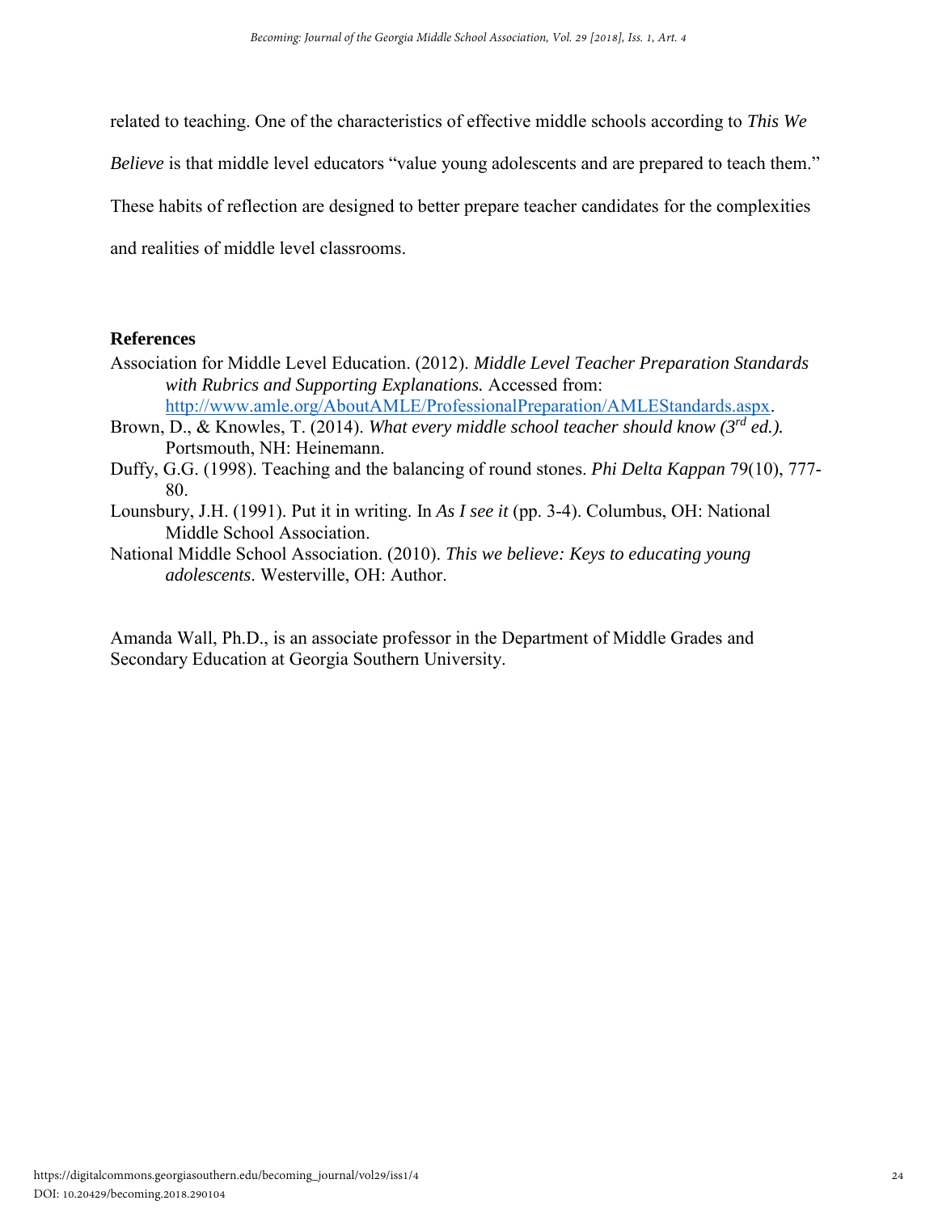related to teaching. One of the characteristics of effective middle schools according to *This We Believe* is that middle level educators "value young adolescents and are prepared to teach them." These habits of reflection are designed to better prepare teacher candidates for the complexities and realities of middle level classrooms.

## References

Association for Middle Level Education. (2012). *Middle Level Teacher Preparation Standards with Rubrics and Supporting Explanations.* Accessed from: http://www.amle.org/AboutAMLE/ProfessionalPreparation/AMLEStandards.aspx.

Brown, D., & Knowles, T. (2014). *What every middle school teacher should know (3rd ed.).* Portsmouth, NH: Heinemann.

Duffy, G.G. (1998). Teaching and the balancing of round stones. *Phi Delta Kappan* 79(10), 777-80.

Lounsbury, J.H. (1991). Put it in writing. In *As I see it* (pp. 3-4). Columbus, OH: National Middle School Association.

National Middle School Association. (2010). *This we believe: Keys to educating young adolescents*. Westerville, OH: Author.

Amanda Wall, Ph.D., is an associate professor in the Department of Middle Grades and Secondary Education at Georgia Southern University.